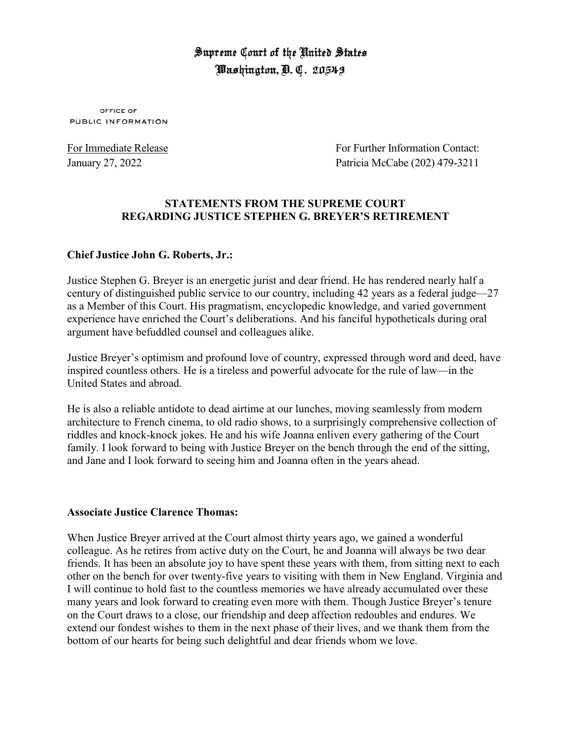# Supreme Court of the United States
# Washington, D. C. 20543

OFFICE OF
PUBLIC INFORMATION

For Immediate Release
January 27, 2022

For Further Information Contact:
Patricia McCabe (202) 479-3211

## STATEMENTS FROM THE SUPREME COURT REGARDING JUSTICE STEPHEN G. BREYER'S RETIREMENT

**Chief Justice John G. Roberts, Jr.:**

Justice Stephen G. Breyer is an energetic jurist and dear friend. He has rendered nearly half a century of distinguished public service to our country, including 42 years as a federal judge—27 as a Member of this Court. His pragmatism, encyclopedic knowledge, and varied government experience have enriched the Court's deliberations. And his fanciful hypotheticals during oral argument have befuddled counsel and colleagues alike.

Justice Breyer's optimism and profound love of country, expressed through word and deed, have inspired countless others. He is a tireless and powerful advocate for the rule of law—in the United States and abroad.

He is also a reliable antidote to dead airtime at our lunches, moving seamlessly from modern architecture to French cinema, to old radio shows, to a surprisingly comprehensive collection of riddles and knock-knock jokes. He and his wife Joanna enliven every gathering of the Court family. I look forward to being with Justice Breyer on the bench through the end of the sitting, and Jane and I look forward to seeing him and Joanna often in the years ahead.

**Associate Justice Clarence Thomas:**

When Justice Breyer arrived at the Court almost thirty years ago, we gained a wonderful colleague. As he retires from active duty on the Court, he and Joanna will always be two dear friends. It has been an absolute joy to have spent these years with them, from sitting next to each other on the bench for over twenty-five years to visiting with them in New England. Virginia and I will continue to hold fast to the countless memories we have already accumulated over these many years and look forward to creating even more with them. Though Justice Breyer's tenure on the Court draws to a close, our friendship and deep affection redoubles and endures. We extend our fondest wishes to them in the next phase of their lives, and we thank them from the bottom of our hearts for being such delightful and dear friends whom we love.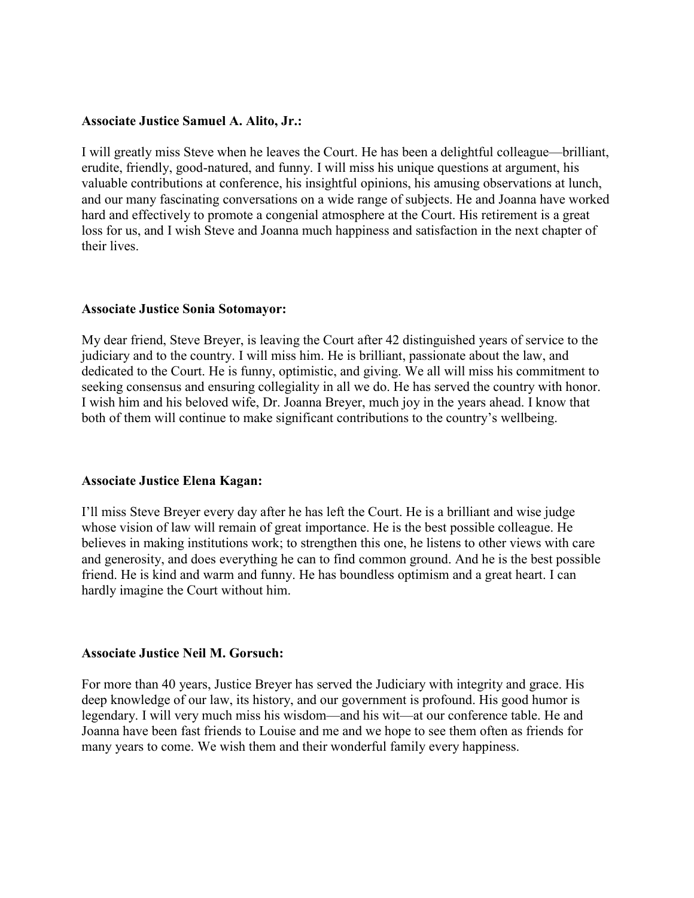**Associate Justice Samuel A. Alito, Jr.:**

I will greatly miss Steve when he leaves the Court. He has been a delightful colleague—brilliant, erudite, friendly, good-natured, and funny. I will miss his unique questions at argument, his valuable contributions at conference, his insightful opinions, his amusing observations at lunch, and our many fascinating conversations on a wide range of subjects. He and Joanna have worked hard and effectively to promote a congenial atmosphere at the Court. His retirement is a great loss for us, and I wish Steve and Joanna much happiness and satisfaction in the next chapter of their lives.

**Associate Justice Sonia Sotomayor:**

My dear friend, Steve Breyer, is leaving the Court after 42 distinguished years of service to the judiciary and to the country. I will miss him. He is brilliant, passionate about the law, and dedicated to the Court. He is funny, optimistic, and giving. We all will miss his commitment to seeking consensus and ensuring collegiality in all we do. He has served the country with honor. I wish him and his beloved wife, Dr. Joanna Breyer, much joy in the years ahead. I know that both of them will continue to make significant contributions to the country's wellbeing.

**Associate Justice Elena Kagan:**

I'll miss Steve Breyer every day after he has left the Court. He is a brilliant and wise judge whose vision of law will remain of great importance. He is the best possible colleague. He believes in making institutions work; to strengthen this one, he listens to other views with care and generosity, and does everything he can to find common ground. And he is the best possible friend. He is kind and warm and funny. He has boundless optimism and a great heart. I can hardly imagine the Court without him.

**Associate Justice Neil M. Gorsuch:**

For more than 40 years, Justice Breyer has served the Judiciary with integrity and grace. His deep knowledge of our law, its history, and our government is profound. His good humor is legendary. I will very much miss his wisdom—and his wit—at our conference table. He and Joanna have been fast friends to Louise and me and we hope to see them often as friends for many years to come. We wish them and their wonderful family every happiness.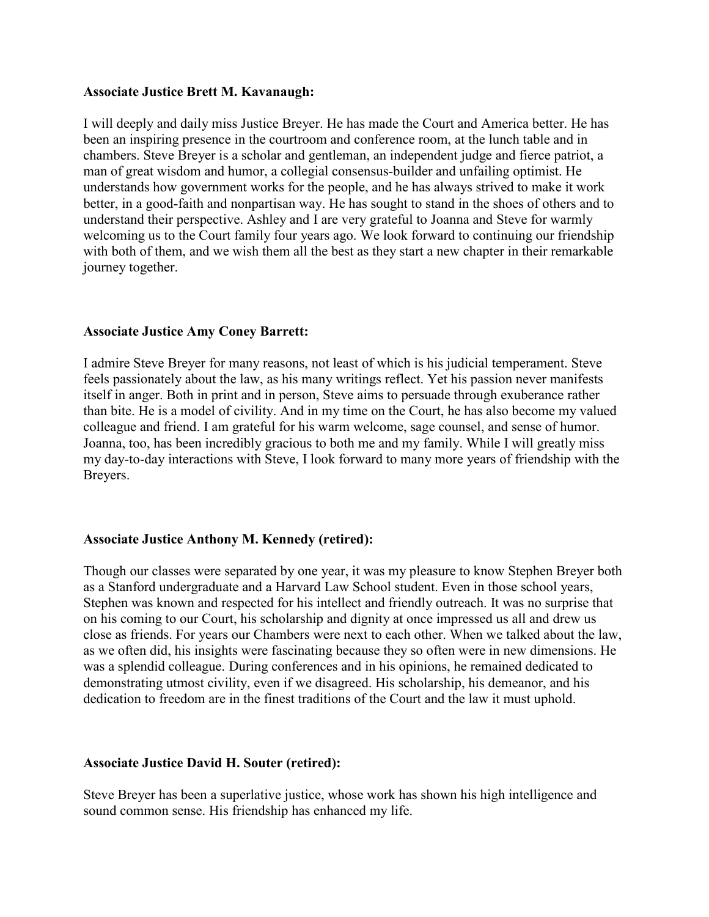**Associate Justice Brett M. Kavanaugh:**

I will deeply and daily miss Justice Breyer. He has made the Court and America better. He has been an inspiring presence in the courtroom and conference room, at the lunch table and in chambers. Steve Breyer is a scholar and gentleman, an independent judge and fierce patriot, a man of great wisdom and humor, a collegial consensus-builder and unfailing optimist. He understands how government works for the people, and he has always strived to make it work better, in a good-faith and nonpartisan way. He has sought to stand in the shoes of others and to understand their perspective. Ashley and I are very grateful to Joanna and Steve for warmly welcoming us to the Court family four years ago. We look forward to continuing our friendship with both of them, and we wish them all the best as they start a new chapter in their remarkable journey together.

**Associate Justice Amy Coney Barrett:**

I admire Steve Breyer for many reasons, not least of which is his judicial temperament. Steve feels passionately about the law, as his many writings reflect. Yet his passion never manifests itself in anger. Both in print and in person, Steve aims to persuade through exuberance rather than bite. He is a model of civility. And in my time on the Court, he has also become my valued colleague and friend. I am grateful for his warm welcome, sage counsel, and sense of humor. Joanna, too, has been incredibly gracious to both me and my family. While I will greatly miss my day-to-day interactions with Steve, I look forward to many more years of friendship with the Breyers.

**Associate Justice Anthony M. Kennedy (retired):**

Though our classes were separated by one year, it was my pleasure to know Stephen Breyer both as a Stanford undergraduate and a Harvard Law School student. Even in those school years, Stephen was known and respected for his intellect and friendly outreach. It was no surprise that on his coming to our Court, his scholarship and dignity at once impressed us all and drew us close as friends. For years our Chambers were next to each other. When we talked about the law, as we often did, his insights were fascinating because they so often were in new dimensions. He was a splendid colleague. During conferences and in his opinions, he remained dedicated to demonstrating utmost civility, even if we disagreed. His scholarship, his demeanor, and his dedication to freedom are in the finest traditions of the Court and the law it must uphold.

**Associate Justice David H. Souter (retired):**

Steve Breyer has been a superlative justice, whose work has shown his high intelligence and sound common sense. His friendship has enhanced my life.